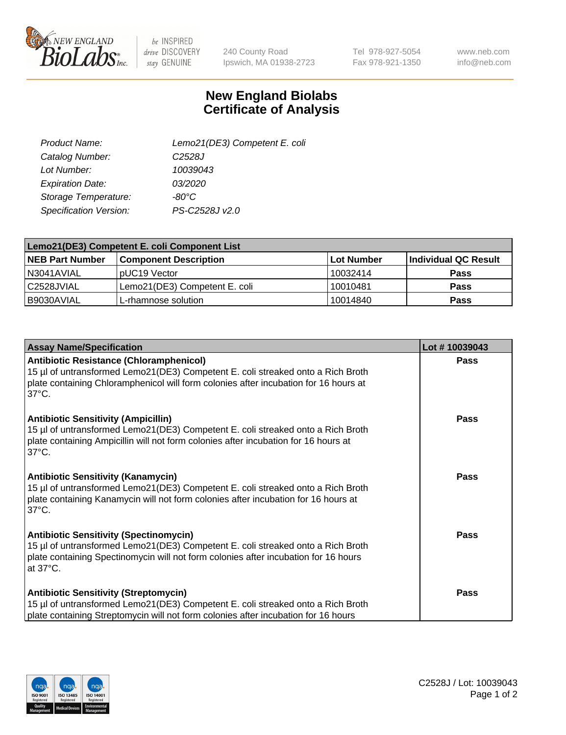NEW ENGLAND BioLabs Inc. — be INSPIRED drive DISCOVERY stay GENUINE

240 County Road
Ipswich, MA 01938-2723

Tel 978-927-5054
Fax 978-921-1350

www.neb.com
info@neb.com

# New England Biolabs
# Certificate of Analysis

| | |
|---|---|
| *Product Name:* | *Lemo21(DE3) Competent E. coli* |
| *Catalog Number:* | *C2528J* |
| *Lot Number:* | *10039043* |
| *Expiration Date:* | *03/2020* |
| *Storage Temperature:* | *-80°C* |
| *Specification Version:* | *PS-C2528J v2.0* |

| **Lemo21(DE3) Competent E. coli Component List** | | | |
|---|---|---|---|
| **NEB Part Number** | **Component Description** | **Lot Number** | **Individual QC Result** |
| N3041AVIAL | pUC19 Vector | 10032414 | **Pass** |
| C2528JVIAL | Lemo21(DE3) Competent E. coli | 10010481 | **Pass** |
| B9030AVIAL | L-rhamnose solution | 10014840 | **Pass** |

| **Assay Name/Specification** | **Lot # 10039043** |
|---|---|
| **Antibiotic Resistance (Chloramphenicol)**<br>15 µl of untransformed Lemo21(DE3) Competent E. coli streaked onto a Rich Broth plate containing Chloramphenicol will form colonies after incubation for 16 hours at 37°C. | **Pass** |
| **Antibiotic Sensitivity (Ampicillin)**<br>15 µl of untransformed Lemo21(DE3) Competent E. coli streaked onto a Rich Broth plate containing Ampicillin will not form colonies after incubation for 16 hours at 37°C. | **Pass** |
| **Antibiotic Sensitivity (Kanamycin)**<br>15 µl of untransformed Lemo21(DE3) Competent E. coli streaked onto a Rich Broth plate containing Kanamycin will not form colonies after incubation for 16 hours at 37°C. | **Pass** |
| **Antibiotic Sensitivity (Spectinomycin)**<br>15 µl of untransformed Lemo21(DE3) Competent E. coli streaked onto a Rich Broth plate containing Spectinomycin will not form colonies after incubation for 16 hours at 37°C. | **Pass** |
| **Antibiotic Sensitivity (Streptomycin)**<br>15 µl of untransformed Lemo21(DE3) Competent E. coli streaked onto a Rich Broth plate containing Streptomycin will not form colonies after incubation for 16 hours | **Pass** |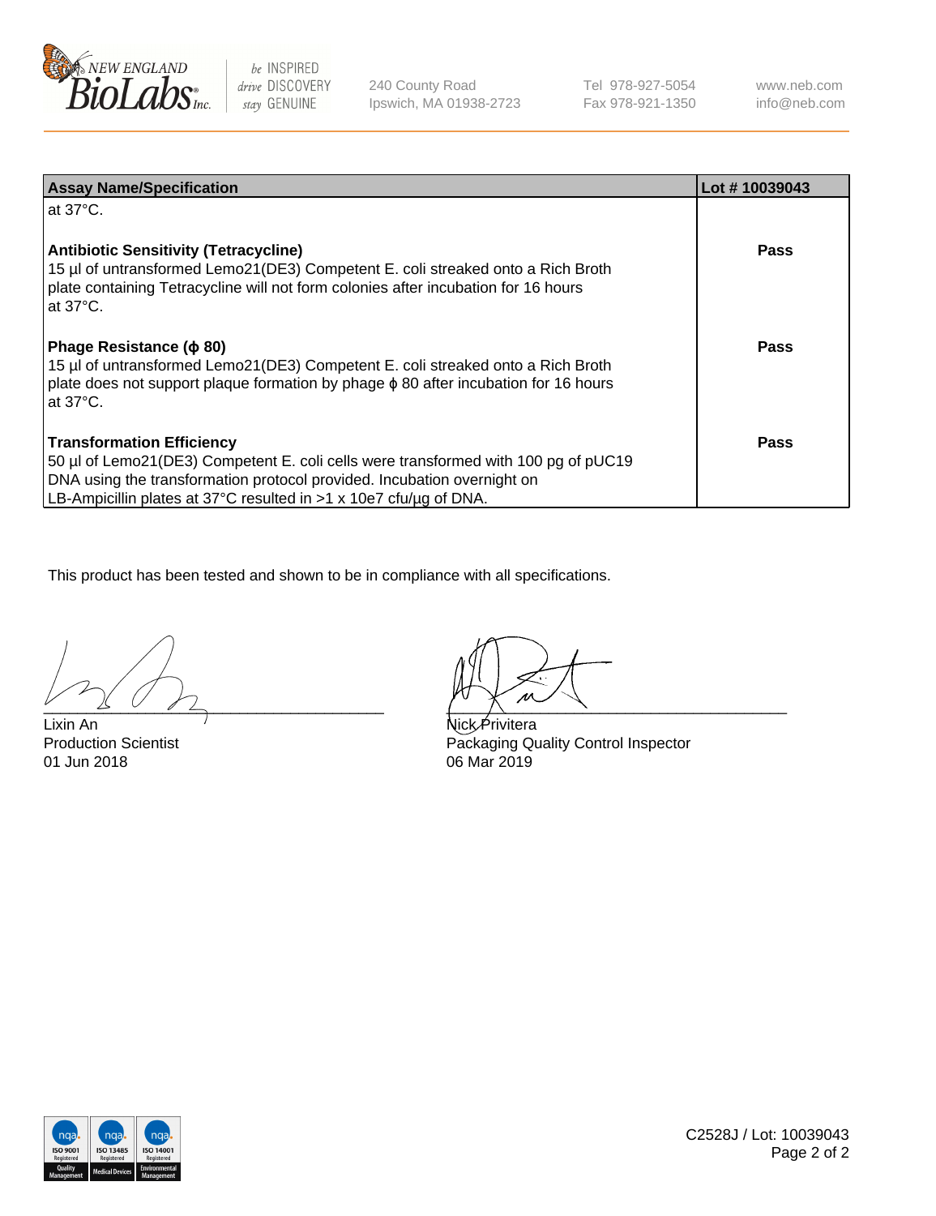| Assay Name/Specification | Lot # 10039043 |
|---|---|
| at 37°C. | |
| **Antibiotic Sensitivity (Tetracycline)**<br>15 µl of untransformed Lemo21(DE3) Competent E. coli streaked onto a Rich Broth plate containing Tetracycline will not form colonies after incubation for 16 hours at 37°C. | **Pass** |
| **Phage Resistance (ϕ 80)**<br>15 µl of untransformed Lemo21(DE3) Competent E. coli streaked onto a Rich Broth plate does not support plaque formation by phage ϕ 80 after incubation for 16 hours at 37°C. | **Pass** |
| **Transformation Efficiency**<br>50 µl of Lemo21(DE3) Competent E. coli cells were transformed with 100 pg of pUC19 DNA using the transformation protocol provided. Incubation overnight on LB-Ampicillin plates at 37°C resulted in >1 x 10e7 cfu/µg of DNA. | **Pass** |

This product has been tested and shown to be in compliance with all specifications.

Lixin An
Production Scientist
01 Jun 2018

Nick Privitera
Packaging Quality Control Inspector
06 Mar 2019

C2528J / Lot: 10039043